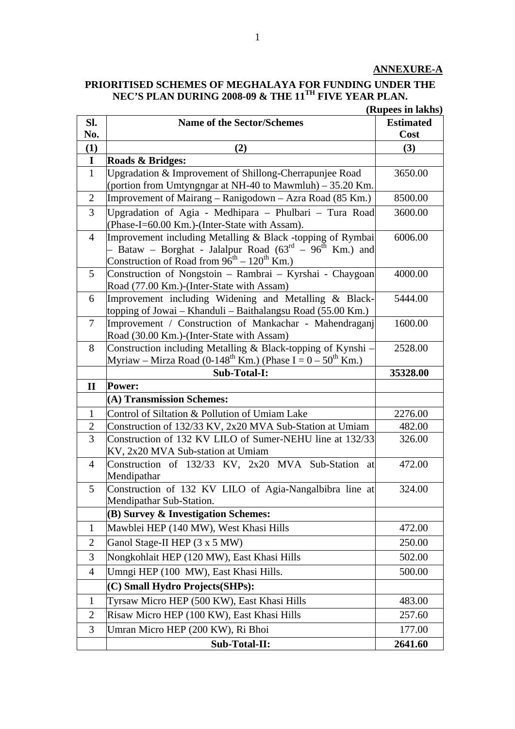**ANNEXURE-A**

**PRIORITISED SCHEMES OF MEGHALAYA FOR FUNDING UNDER THE NEC'S PLAN DURING 2008-09 & THE 11TH FIVE YEAR PLAN.**

**(Rupees in lakhs)**

| Sl. No. | Name of the Sector/Schemes | Estimated Cost |
|---|---|---|
| **(1)** | **(2)** | **(3)** |
| **I** | **Roads & Bridges:** | |
| 1 | Upgradation & Improvement of Shillong-Cherrapunjee Road (portion from Umtyngngar at NH-40 to Mawmluh) – 35.20 Km. | 3650.00 |
| 2 | Improvement of Mairang – Ranigodown – Azra Road (85 Km.) | 8500.00 |
| 3 | Upgradation of Agia - Medhipara – Phulbari – Tura Road (Phase-I=60.00 Km.)-(Inter-State with Assam). | 3600.00 |
| 4 | Improvement including Metalling & Black -topping of Rymbai – Bataw – Borghat - Jalalpur Road (63rd – 96th Km.) and Construction of Road from 96th – 120th Km.) | 6006.00 |
| 5 | Construction of Nongstoin – Rambrai – Kyrshai - Chaygoan Road (77.00 Km.)-(Inter-State with Assam) | 4000.00 |
| 6 | Improvement including Widening and Metalling & Black-topping of Jowai – Khanduli – Baithalangsu Road (55.00 Km.) | 5444.00 |
| 7 | Improvement / Construction of Mankachar - Mahendraganj Road (30.00 Km.)-(Inter-State with Assam) | 1600.00 |
| 8 | Construction including Metalling & Black-topping of Kynshi – Myriaw – Mirza Road (0-148th Km.) (Phase I = 0 – 50th Km.) | 2528.00 |
| | **Sub-Total-I:** | **35328.00** |
| **II** | **Power:** | |
| | **(A) Transmission Schemes:** | |
| 1 | Control of Siltation & Pollution of Umiam Lake | 2276.00 |
| 2 | Construction of 132/33 KV, 2x20 MVA Sub-Station at Umiam | 482.00 |
| 3 | Construction of 132 KV LILO of Sumer-NEHU line at 132/33 KV, 2x20 MVA Sub-station at Umiam | 326.00 |
| 4 | Construction of 132/33 KV, 2x20 MVA Sub-Station at Mendipathar | 472.00 |
| 5 | Construction of 132 KV LILO of Agia-Nangalbibra line at Mendipathar Sub-Station. | 324.00 |
| | **(B) Survey & Investigation Schemes:** | |
| 1 | Mawblei HEP (140 MW), West Khasi Hills | 472.00 |
| 2 | Ganol Stage-II HEP (3 x 5 MW) | 250.00 |
| 3 | Nongkohlait HEP (120 MW), East Khasi Hills | 502.00 |
| 4 | Umngi HEP (100 MW), East Khasi Hills. | 500.00 |
| | **(C) Small Hydro Projects(SHPs):** | |
| 1 | Tyrsaw Micro HEP (500 KW), East Khasi Hills | 483.00 |
| 2 | Risaw Micro HEP (100 KW), East Khasi Hills | 257.60 |
| 3 | Umran Micro HEP (200 KW), Ri Bhoi | 177.00 |
| | **Sub-Total-II:** | **2641.60** |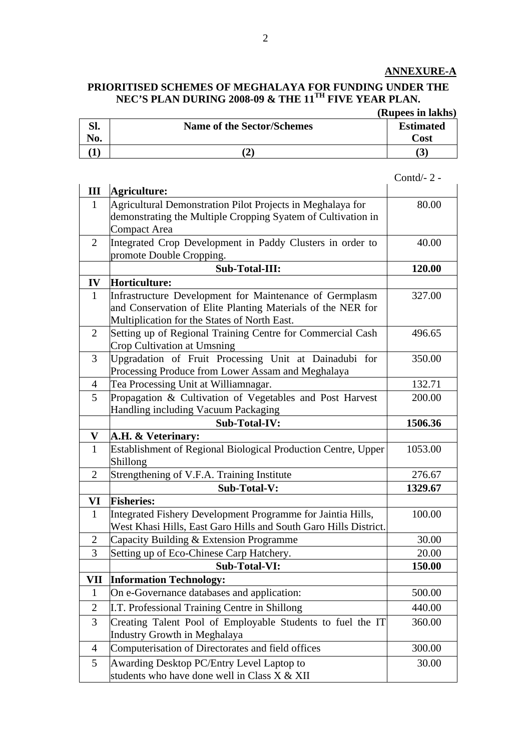**ANNEXURE-A**

**PRIORITISED SCHEMES OF MEGHALAYA FOR FUNDING UNDER THE NEC'S PLAN DURING 2008-09 & THE 11TH FIVE YEAR PLAN.**

**(Rupees in lakhs)**

Contd/- 2 -

| Sl. No. | Name of the Sector/Schemes | Estimated Cost |
|---|---|---|
| (1) | (2) | (3) |
| **III** | **Agriculture:** | |
| 1 | Agricultural Demonstration Pilot Projects in Meghalaya for demonstrating the Multiple Cropping Syatem of Cultivation in Compact Area | 80.00 |
| 2 | Integrated Crop Development in Paddy Clusters in order to promote Double Cropping. | 40.00 |
| | **Sub-Total-III:** | **120.00** |
| **IV** | **Horticulture:** | |
| 1 | Infrastructure Development for Maintenance of Germplasm and Conservation of Elite Planting Materials of the NER for Multiplication for the States of North East. | 327.00 |
| 2 | Setting up of Regional Training Centre for Commercial Cash Crop Cultivation at Umsning | 496.65 |
| 3 | Upgradation of Fruit Processing Unit at Dainadubi for Processing Produce from Lower Assam and Meghalaya | 350.00 |
| 4 | Tea Processing Unit at Williamnagar. | 132.71 |
| 5 | Propagation & Cultivation of Vegetables and Post Harvest Handling including Vacuum Packaging | 200.00 |
| | **Sub-Total-IV:** | **1506.36** |
| **V** | **A.H. & Veterinary:** | |
| 1 | Establishment of Regional Biological Production Centre, Upper Shillong | 1053.00 |
| 2 | Strengthening of V.F.A. Training Institute | 276.67 |
| | **Sub-Total-V:** | **1329.67** |
| **VI** | **Fisheries:** | |
| 1 | Integrated Fishery Development Programme for Jaintia Hills, West Khasi Hills, East Garo Hills and South Garo Hills District. | 100.00 |
| 2 | Capacity Building & Extension Programme | 30.00 |
| 3 | Setting up of Eco-Chinese Carp Hatchery. | 20.00 |
| | **Sub-Total-VI:** | **150.00** |
| **VII** | **Information Technology:** | |
| 1 | On e-Governance databases and application: | 500.00 |
| 2 | I.T. Professional Training Centre in Shillong | 440.00 |
| 3 | Creating Talent Pool of Employable Students to fuel the IT Industry Growth in Meghalaya | 360.00 |
| 4 | Computerisation of Directorates and field offices | 300.00 |
| 5 | Awarding Desktop PC/Entry Level Laptop to students who have done well in Class X & XII | 30.00 |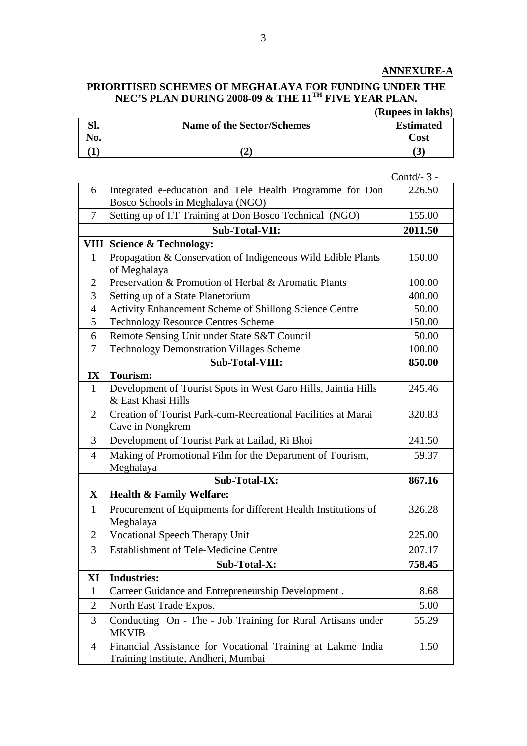**ANNEXURE-A**

**PRIORITISED SCHEMES OF MEGHALAYA FOR FUNDING UNDER THE NEC'S PLAN DURING 2008-09 & THE 11TH FIVE YEAR PLAN.**

**(Rupees in lakhs)**

Contd/- 3 -

| Sl. No. | Name of the Sector/Schemes | Estimated Cost |
|---|---|---|
| (1) | (2) | (3) |
| 6 | Integrated e-education and Tele Health Programme for Don Bosco Schools in Meghalaya (NGO) | 226.50 |
| 7 | Setting up of I.T Training at Don Bosco Technical (NGO) | 155.00 |
| | **Sub-Total-VII:** | **2011.50** |
| **VIII** | **Science & Technology:** | |
| 1 | Propagation & Conservation of Indigeneous Wild Edible Plants of Meghalaya | 150.00 |
| 2 | Preservation & Promotion of Herbal & Aromatic Plants | 100.00 |
| 3 | Setting up of a State Planetorium | 400.00 |
| 4 | Activity Enhancement Scheme of Shillong Science Centre | 50.00 |
| 5 | Technology Resource Centres Scheme | 150.00 |
| 6 | Remote Sensing Unit under State S&T Council | 50.00 |
| 7 | Technology Demonstration Villages Scheme | 100.00 |
| | **Sub-Total-VIII:** | **850.00** |
| **IX** | **Tourism:** | |
| 1 | Development of Tourist Spots in West Garo Hills, Jaintia Hills & East Khasi Hills | 245.46 |
| 2 | Creation of Tourist Park-cum-Recreational Facilities at Marai Cave in Nongkrem | 320.83 |
| 3 | Development of Tourist Park at Lailad, Ri Bhoi | 241.50 |
| 4 | Making of Promotional Film for the Department of Tourism, Meghalaya | 59.37 |
| | **Sub-Total-IX:** | **867.16** |
| **X** | **Health & Family Welfare:** | |
| 1 | Procurement of Equipments for different Health Institutions of Meghalaya | 326.28 |
| 2 | Vocational Speech Therapy Unit | 225.00 |
| 3 | Establishment of Tele-Medicine Centre | 207.17 |
| | **Sub-Total-X:** | **758.45** |
| **XI** | **Industries:** | |
| 1 | Carreer Guidance and Entrepreneurship Development . | 8.68 |
| 2 | North East Trade Expos. | 5.00 |
| 3 | Conducting On - The - Job Training for Rural Artisans under MKVIB | 55.29 |
| 4 | Financial Assistance for Vocational Training at Lakme India Training Institute, Andheri, Mumbai | 1.50 |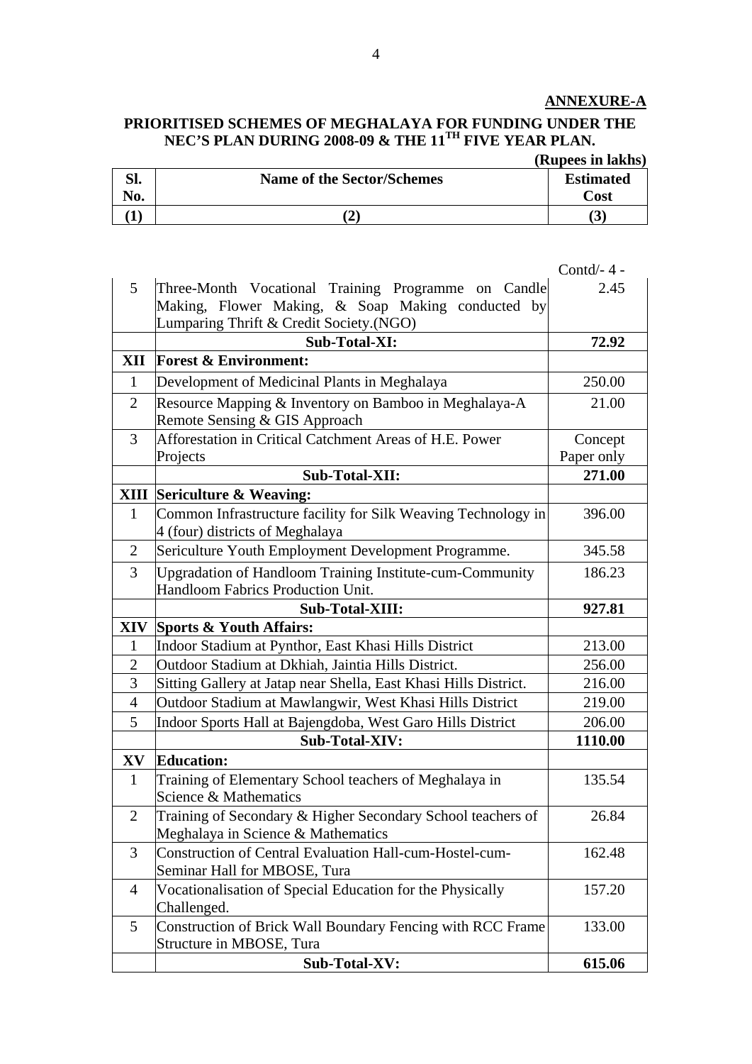**ANNEXURE-A**

**PRIORITISED SCHEMES OF MEGHALAYA FOR FUNDING UNDER THE NEC'S PLAN DURING 2008-09 & THE 11TH FIVE YEAR PLAN.**

**(Rupees in lakhs)**

| Sl. No. | Name of the Sector/Schemes | Estimated Cost |
|---|---|---|
| (1) | (2) | (3) |

Contd/- 4 -

| | | |
|---|---|---|
| 5 | Three-Month Vocational Training Programme on Candle Making, Flower Making, & Soap Making conducted by Lumparing Thrift & Credit Society.(NGO) | 2.45 |
| | **Sub-Total-XI:** | **72.92** |
| **XII** | **Forest & Environment:** | |
| 1 | Development of Medicinal Plants in Meghalaya | 250.00 |
| 2 | Resource Mapping & Inventory on Bamboo in Meghalaya-A Remote Sensing & GIS Approach | 21.00 |
| 3 | Afforestation in Critical Catchment Areas of H.E. Power Projects | Concept Paper only |
| | **Sub-Total-XII:** | **271.00** |
| **XIII** | **Sericulture & Weaving:** | |
| 1 | Common Infrastructure facility for Silk Weaving Technology in 4 (four) districts of Meghalaya | 396.00 |
| 2 | Sericulture Youth Employment Development Programme. | 345.58 |
| 3 | Upgradation of Handloom Training Institute-cum-Community Handloom Fabrics Production Unit. | 186.23 |
| | **Sub-Total-XIII:** | **927.81** |
| **XIV** | **Sports & Youth Affairs:** | |
| 1 | Indoor Stadium at Pynthor, East Khasi Hills District | 213.00 |
| 2 | Outdoor Stadium at Dkhiah, Jaintia Hills District. | 256.00 |
| 3 | Sitting Gallery at Jatap near Shella, East Khasi Hills District. | 216.00 |
| 4 | Outdoor Stadium at Mawlangwir, West Khasi Hills District | 219.00 |
| 5 | Indoor Sports Hall at Bajengdoba, West Garo Hills District | 206.00 |
| | **Sub-Total-XIV:** | **1110.00** |
| **XV** | **Education:** | |
| 1 | Training of Elementary School teachers of Meghalaya in Science & Mathematics | 135.54 |
| 2 | Training of Secondary & Higher Secondary School teachers of Meghalaya in Science & Mathematics | 26.84 |
| 3 | Construction of Central Evaluation Hall-cum-Hostel-cum-Seminar Hall for MBOSE, Tura | 162.48 |
| 4 | Vocationalisation of Special Education for the Physically Challenged. | 157.20 |
| 5 | Construction of Brick Wall Boundary Fencing with RCC Frame Structure in MBOSE, Tura | 133.00 |
| | **Sub-Total-XV:** | **615.06** |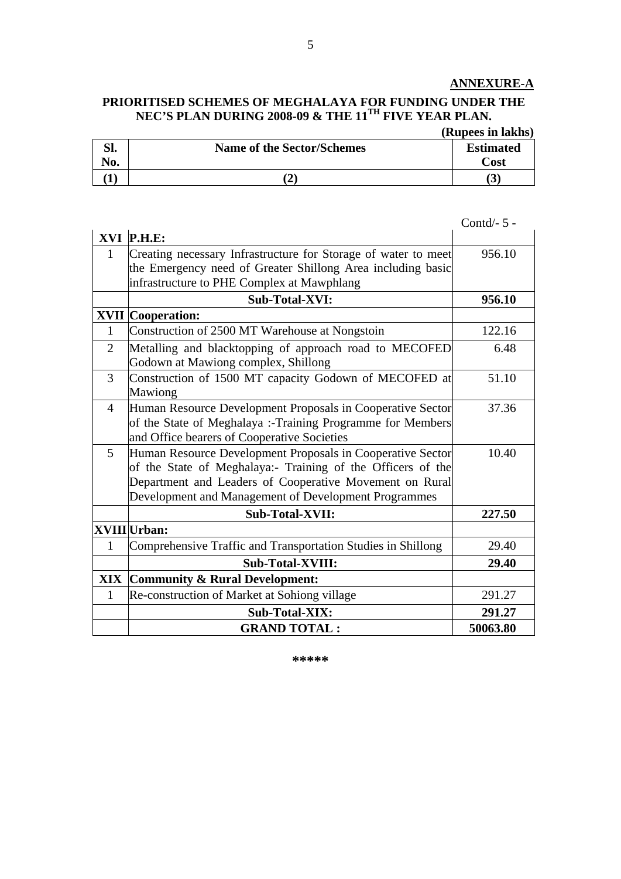**ANNEXURE-A**

**PRIORITISED SCHEMES OF MEGHALAYA FOR FUNDING UNDER THE NEC'S PLAN DURING 2008-09 & THE 11TH FIVE YEAR PLAN.**

**(Rupees in lakhs)**

Contd/- 5 -

| Sl. No. | Name of the Sector/Schemes | Estimated Cost |
|---|---|---|
| (1) | (2) | (3) |
| **XVI** | **P.H.E:** | |
| 1 | Creating necessary Infrastructure for Storage of water to meet the Emergency need of Greater Shillong Area including basic infrastructure to PHE Complex at Mawphlang | 956.10 |
| | **Sub-Total-XVI:** | **956.10** |
| **XVII** | **Cooperation:** | |
| 1 | Construction of 2500 MT Warehouse at Nongstoin | 122.16 |
| 2 | Metalling and blacktopping of approach road to MECOFED Godown at Mawiong complex, Shillong | 6.48 |
| 3 | Construction of 1500 MT capacity Godown of MECOFED at Mawiong | 51.10 |
| 4 | Human Resource Development Proposals in Cooperative Sector of the State of Meghalaya :-Training Programme for Members and Office bearers of Cooperative Societies | 37.36 |
| 5 | Human Resource Development Proposals in Cooperative Sector of the State of Meghalaya:- Training of the Officers of the Department and Leaders of Cooperative Movement on Rural Development and Management of Development Programmes | 10.40 |
| | **Sub-Total-XVII:** | **227.50** |
| **XVIII** | **Urban:** | |
| 1 | Comprehensive Traffic and Transportation Studies in Shillong | 29.40 |
| | **Sub-Total-XVIII:** | **29.40** |
| **XIX** | **Community & Rural Development:** | |
| 1 | Re-construction of Market at Sohiong village | 291.27 |
| | **Sub-Total-XIX:** | **291.27** |
| | **GRAND TOTAL :** | **50063.80** |

*****